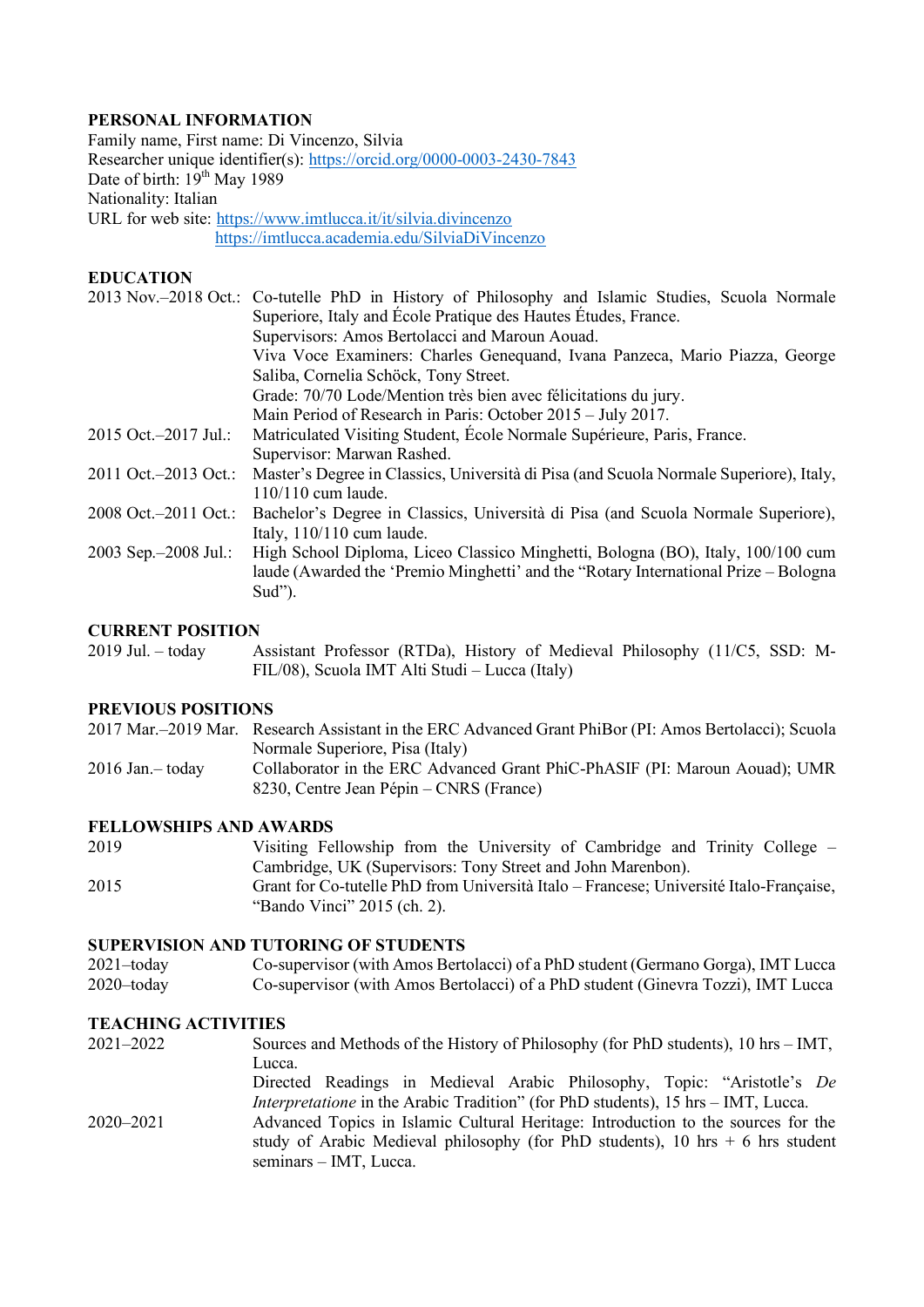## PERSONAL INFORMATION

Family name, First name: Di Vincenzo, Silvia
Researcher unique identifier(s): https://orcid.org/0000-0003-2430-7843
Date of birth: 19th May 1989
Nationality: Italian
URL for web site: https://www.imtlucca.it/it/silvia.divincenzo
https://imtlucca.academia.edu/SilviaDiVincenzo

## EDUCATION

| | |
|---|---|
| 2013 Nov.–2018 Oct.: | Co-tutelle PhD in History of Philosophy and Islamic Studies, Scuola Normale Superiore, Italy and École Pratique des Hautes Études, France. Supervisors: Amos Bertolacci and Maroun Aouad. Viva Voce Examiners: Charles Genequand, Ivana Panzeca, Mario Piazza, George Saliba, Cornelia Schöck, Tony Street. Grade: 70/70 Lode/Mention très bien avec félicitations du jury. Main Period of Research in Paris: October 2015 – July 2017. |
| 2015 Oct.–2017 Jul.: | Matriculated Visiting Student, École Normale Supérieure, Paris, France. Supervisor: Marwan Rashed. |
| 2011 Oct.–2013 Oct.: | Master's Degree in Classics, Università di Pisa (and Scuola Normale Superiore), Italy, 110/110 cum laude. |
| 2008 Oct.–2011 Oct.: | Bachelor's Degree in Classics, Università di Pisa (and Scuola Normale Superiore), Italy, 110/110 cum laude. |
| 2003 Sep.–2008 Jul.: | High School Diploma, Liceo Classico Minghetti, Bologna (BO), Italy, 100/100 cum laude (Awarded the 'Premio Minghetti' and the "Rotary International Prize – Bologna Sud"). |

## CURRENT POSITION

| | |
|---|---|
| 2019 Jul. – today | Assistant Professor (RTDa), History of Medieval Philosophy (11/C5, SSD: M-FIL/08), Scuola IMT Alti Studi – Lucca (Italy) |

## PREVIOUS POSITIONS

| | |
|---|---|
| 2017 Mar.–2019 Mar. | Research Assistant in the ERC Advanced Grant PhiBor (PI: Amos Bertolacci); Scuola Normale Superiore, Pisa (Italy) |
| 2016 Jan.– today | Collaborator in the ERC Advanced Grant PhiC-PhASIF (PI: Maroun Aouad); UMR 8230, Centre Jean Pépin – CNRS (France) |

## FELLOWSHIPS AND AWARDS

| | |
|---|---|
| 2019 | Visiting Fellowship from the University of Cambridge and Trinity College – Cambridge, UK (Supervisors: Tony Street and John Marenbon). |
| 2015 | Grant for Co-tutelle PhD from Università Italo – Francese; Université Italo-Française, "Bando Vinci" 2015 (ch. 2). |

## SUPERVISION AND TUTORING OF STUDENTS

| | |
|---|---|
| 2021–today | Co-supervisor (with Amos Bertolacci) of a PhD student (Germano Gorga), IMT Lucca |
| 2020–today | Co-supervisor (with Amos Bertolacci) of a PhD student (Ginevra Tozzi), IMT Lucca |

## TEACHING ACTIVITIES

| | |
|---|---|
| 2021–2022 | Sources and Methods of the History of Philosophy (for PhD students), 10 hrs – IMT, Lucca. Directed Readings in Medieval Arabic Philosophy, Topic: "Aristotle's *De Interpretatione* in the Arabic Tradition" (for PhD students), 15 hrs – IMT, Lucca. |
| 2020–2021 | Advanced Topics in Islamic Cultural Heritage: Introduction to the sources for the study of Arabic Medieval philosophy (for PhD students), 10 hrs + 6 hrs student seminars – IMT, Lucca. |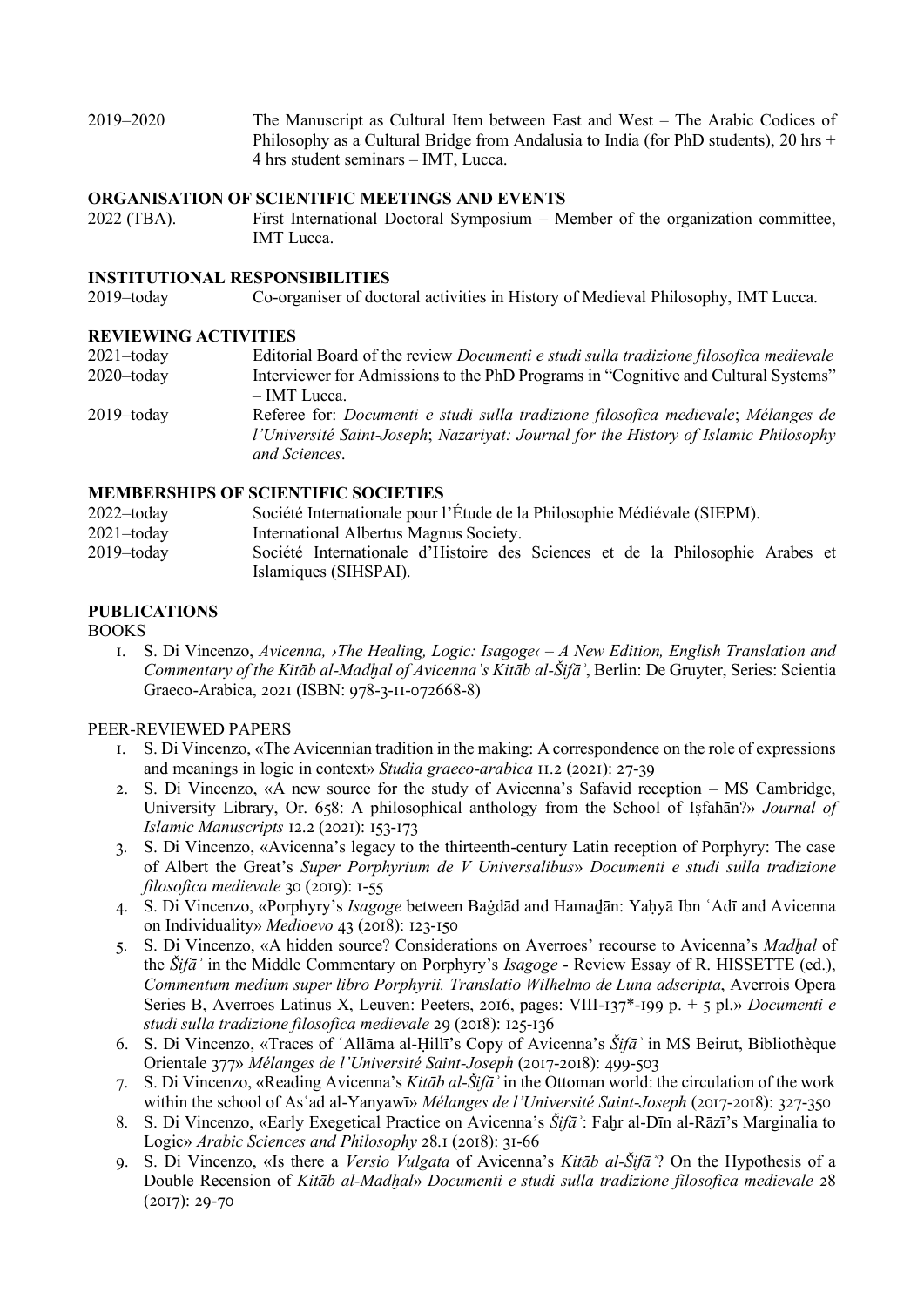2019–2020 The Manuscript as Cultural Item between East and West – The Arabic Codices of Philosophy as a Cultural Bridge from Andalusia to India (for PhD students), 20 hrs + 4 hrs student seminars – IMT, Lucca.

## ORGANISATION OF SCIENTIFIC MEETINGS AND EVENTS

2022 (TBA). First International Doctoral Symposium – Member of the organization committee, IMT Lucca.

## INSTITUTIONAL RESPONSIBILITIES

2019–today Co-organiser of doctoral activities in History of Medieval Philosophy, IMT Lucca.

## REVIEWING ACTIVITIES

2021–today Editorial Board of the review *Documenti e studi sulla tradizione filosofica medievale*

2020–today Interviewer for Admissions to the PhD Programs in "Cognitive and Cultural Systems" – IMT Lucca.

2019–today Referee for: *Documenti e studi sulla tradizione filosofica medievale*; *Mélanges de l'Université Saint-Joseph*; *Nazariyat: Journal for the History of Islamic Philosophy and Sciences*.

## MEMBERSHIPS OF SCIENTIFIC SOCIETIES

2022–today Société Internationale pour l'Étude de la Philosophie Médiévale (SIEPM).

2021–today International Albertus Magnus Society.

2019–today Société Internationale d'Histoire des Sciences et de la Philosophie Arabes et Islamiques (SIHSPAI).

## PUBLICATIONS

BOOKS

1. S. Di Vincenzo, *Avicenna, ›The Healing, Logic: Isagoge‹ – A New Edition, English Translation and Commentary of the Kitāb al-Madḫal of Avicenna's Kitāb al-Šifāʾ*, Berlin: De Gruyter, Series: Scientia Graeco-Arabica, 2021 (ISBN: 978-3-11-072668-8)

PEER-REVIEWED PAPERS

1. S. Di Vincenzo, «The Avicennian tradition in the making: A correspondence on the role of expressions and meanings in logic in context» *Studia graeco-arabica* 11.2 (2021): 27-39
2. S. Di Vincenzo, «A new source for the study of Avicenna's Safavid reception – MS Cambridge, University Library, Or. 658: A philosophical anthology from the School of Iṣfahān?» *Journal of Islamic Manuscripts* 12.2 (2021): 153-173
3. S. Di Vincenzo, «Avicenna's legacy to the thirteenth-century Latin reception of Porphyry: The case of Albert the Great's *Super Porphyrium de V Universalibus*» *Documenti e studi sulla tradizione filosofica medievale* 30 (2019): 1-55
4. S. Di Vincenzo, «Porphyry's *Isagoge* between Baġdād and Hamaḏān: Yaḥyā Ibn ʿAdī and Avicenna on Individuality» *Medioevo* 43 (2018): 123-150
5. S. Di Vincenzo, «A hidden source? Considerations on Averroes' recourse to Avicenna's *Madḫal* of the *Šifāʾ* in the Middle Commentary on Porphyry's *Isagoge* - Review Essay of R. HISSETTE (ed.), *Commentum medium super libro Porphyrii. Translatio Wilhelmo de Luna adscripta*, Averrois Opera Series B, Averroes Latinus X, Leuven: Peeters, 2016, pages: VIII-137*-199 p. + 5 pl.» *Documenti e studi sulla tradizione filosofica medievale* 29 (2018): 125-136
6. S. Di Vincenzo, «Traces of ʿAllāma al-Ḥillī's Copy of Avicenna's *Šifāʾ* in MS Beirut, Bibliothèque Orientale 377» *Mélanges de l'Université Saint-Joseph* (2017-2018): 499-503
7. S. Di Vincenzo, «Reading Avicenna's *Kitāb al-Šifāʾ* in the Ottoman world: the circulation of the work within the school of Asʿad al-Yanyawī» *Mélanges de l'Université Saint-Joseph* (2017-2018): 327-350
8. S. Di Vincenzo, «Early Exegetical Practice on Avicenna's *Šifāʾ*: Faḫr al-Dīn al-Rāzī's Marginalia to Logic» *Arabic Sciences and Philosophy* 28.1 (2018): 31-66
9. S. Di Vincenzo, «Is there a *Versio Vulgata* of Avicenna's *Kitāb al-Šifāʾ*? On the Hypothesis of a Double Recension of *Kitāb al-Madḫal*» *Documenti e studi sulla tradizione filosofica medievale* 28 (2017): 29-70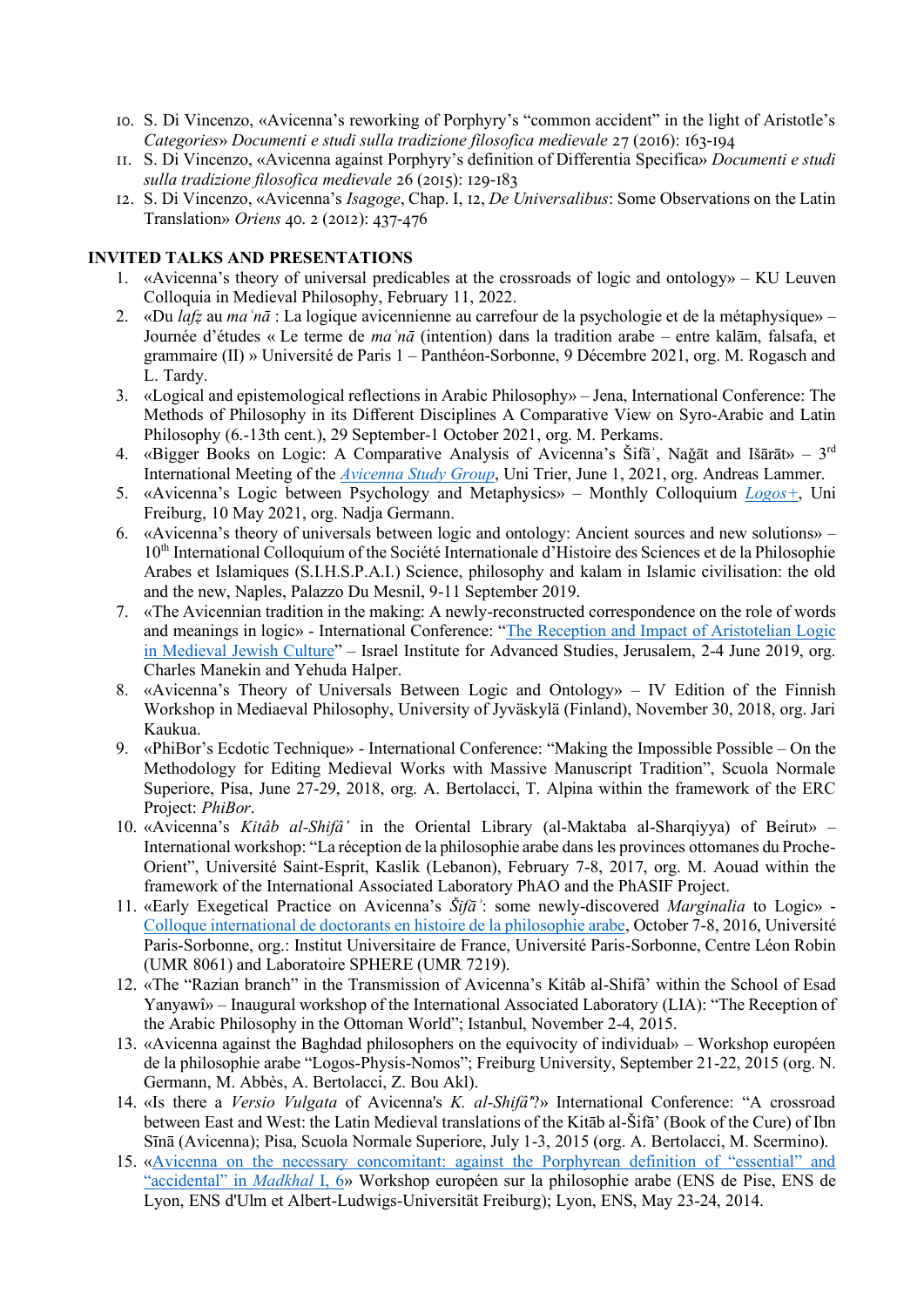10. S. Di Vincenzo, «Avicenna's reworking of Porphyry's "common accident" in the light of Aristotle's *Categories*» *Documenti e studi sulla tradizione filosofica medievale* 27 (2016): 163-194
11. S. Di Vincenzo, «Avicenna against Porphyry's definition of Differentia Specifica» *Documenti e studi sulla tradizione filosofica medievale* 26 (2015): 129-183
12. S. Di Vincenzo, «Avicenna's *Isagoge*, Chap. I, 12, *De Universalibus*: Some Observations on the Latin Translation» *Oriens* 40. 2 (2012): 437-476

**INVITED TALKS AND PRESENTATIONS**

1. «Avicenna's theory of universal predicables at the crossroads of logic and ontology» – KU Leuven Colloquia in Medieval Philosophy, February 11, 2022.
2. «Du *lafẓ* au *maʿnā* : La logique avicennienne au carrefour de la psychologie et de la métaphysique» – Journée d'études « Le terme de *maʿnā* (intention) dans la tradition arabe – entre kalām, falsafa, et grammaire (II) » Université de Paris 1 – Panthéon-Sorbonne, 9 Décembre 2021, org. M. Rogasch and L. Tardy.
3. «Logical and epistemological reflections in Arabic Philosophy» – Jena, International Conference: The Methods of Philosophy in its Different Disciplines A Comparative View on Syro-Arabic and Latin Philosophy (6.-13th cent.), 29 September-1 October 2021, org. M. Perkams.
4. «Bigger Books on Logic: A Comparative Analysis of Avicenna's Šifāʾ, Naǧāt and Išārāt» – 3rd International Meeting of the *Avicenna Study Group*, Uni Trier, June 1, 2021, org. Andreas Lammer.
5. «Avicenna's Logic between Psychology and Metaphysics» – Monthly Colloquium *Logos+*, Uni Freiburg, 10 May 2021, org. Nadja Germann.
6. «Avicenna's theory of universals between logic and ontology: Ancient sources and new solutions» – 10th International Colloquium of the Société Internationale d'Histoire des Sciences et de la Philosophie Arabes et Islamiques (S.I.H.S.P.A.I.) Science, philosophy and kalam in Islamic civilisation: the old and the new, Naples, Palazzo Du Mesnil, 9-11 September 2019.
7. «The Avicennian tradition in the making: A newly-reconstructed correspondence on the role of words and meanings in logic» - International Conference: "The Reception and Impact of Aristotelian Logic in Medieval Jewish Culture" – Israel Institute for Advanced Studies, Jerusalem, 2-4 June 2019, org. Charles Manekin and Yehuda Halper.
8. «Avicenna's Theory of Universals Between Logic and Ontology» – IV Edition of the Finnish Workshop in Mediaeval Philosophy, University of Jyväskylä (Finland), November 30, 2018, org. Jari Kaukua.
9. «PhiBor's Ecdotic Technique» - International Conference: "Making the Impossible Possible – On the Methodology for Editing Medieval Works with Massive Manuscript Tradition", Scuola Normale Superiore, Pisa, June 27-29, 2018, org. A. Bertolacci, T. Alpina within the framework of the ERC Project: *PhiBor*.
10. «Avicenna's *Kitâb al-Shifâ'* in the Oriental Library (al-Maktaba al-Sharqiyya) of Beirut» – International workshop: "La réception de la philosophie arabe dans les provinces ottomanes du Proche-Orient", Université Saint-Esprit, Kaslik (Lebanon), February 7-8, 2017, org. M. Aouad within the framework of the International Associated Laboratory PhAO and the PhASIF Project.
11. «Early Exegetical Practice on Avicenna's *Šifāʾ*: some newly-discovered *Marginalia* to Logic» - Colloque international de doctorants en histoire de la philosophie arabe, October 7-8, 2016, Université Paris-Sorbonne, org.: Institut Universitaire de France, Université Paris-Sorbonne, Centre Léon Robin (UMR 8061) and Laboratoire SPHERE (UMR 7219).
12. «The "Razian branch" in the Transmission of Avicenna's Kitâb al-Shifâ' within the School of Esad Yanyawî» – Inaugural workshop of the International Associated Laboratory (LIA): "The Reception of the Arabic Philosophy in the Ottoman World"; Istanbul, November 2-4, 2015.
13. «Avicenna against the Baghdad philosophers on the equivocity of individual» – Workshop européen de la philosophie arabe "Logos-Physis-Nomos"; Freiburg University, September 21-22, 2015 (org. N. Germann, M. Abbès, A. Bertolacci, Z. Bou Akl).
14. «Is there a *Versio Vulgata* of Avicenna's *K. al-Shifâ'*?» International Conference: "A crossroad between East and West: the Latin Medieval translations of the Kitāb al-Šifā' (Book of the Cure) of Ibn Sīnā (Avicenna); Pisa, Scuola Normale Superiore, July 1-3, 2015 (org. A. Bertolacci, M. Scermino).
15. «Avicenna on the necessary concomitant: against the Porphyrean definition of "essential" and "accidental" in *Madkhal* I, 6» Workshop européen sur la philosophie arabe (ENS de Pise, ENS de Lyon, ENS d'Ulm et Albert-Ludwigs-Universität Freiburg); Lyon, ENS, May 23-24, 2014.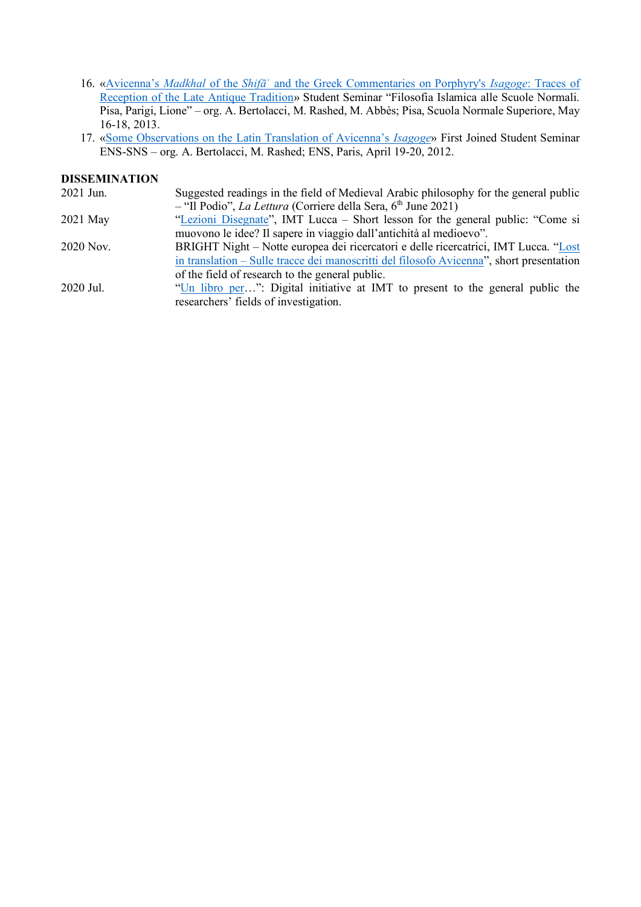16. «Avicenna's *Madkhal* of the *Shifāʾ* and the Greek Commentaries on Porphyry's *Isagoge*: Traces of Reception of the Late Antique Tradition» Student Seminar "Filosofia Islamica alle Scuole Normali. Pisa, Parigi, Lione" – org. A. Bertolacci, M. Rashed, M. Abbès; Pisa, Scuola Normale Superiore, May 16-18, 2013.
17. «Some Observations on the Latin Translation of Avicenna's *Isagoge*» First Joined Student Seminar ENS-SNS – org. A. Bertolacci, M. Rashed; ENS, Paris, April 19-20, 2012.

**DISSEMINATION**

| | |
|---|---|
| 2021 Jun. | Suggested readings in the field of Medieval Arabic philosophy for the general public – "Il Podio", *La Lettura* (Corriere della Sera, 6th June 2021) |
| 2021 May | "Lezioni Disegnate", IMT Lucca – Short lesson for the general public: "Come si muovono le idee? Il sapere in viaggio dall'antichità al medioevo". |
| 2020 Nov. | BRIGHT Night – Notte europea dei ricercatori e delle ricercatrici, IMT Lucca. "Lost in translation – Sulle tracce dei manoscritti del filosofo Avicenna", short presentation of the field of research to the general public. |
| 2020 Jul. | "Un libro per…": Digital initiative at IMT to present to the general public the researchers' fields of investigation. |